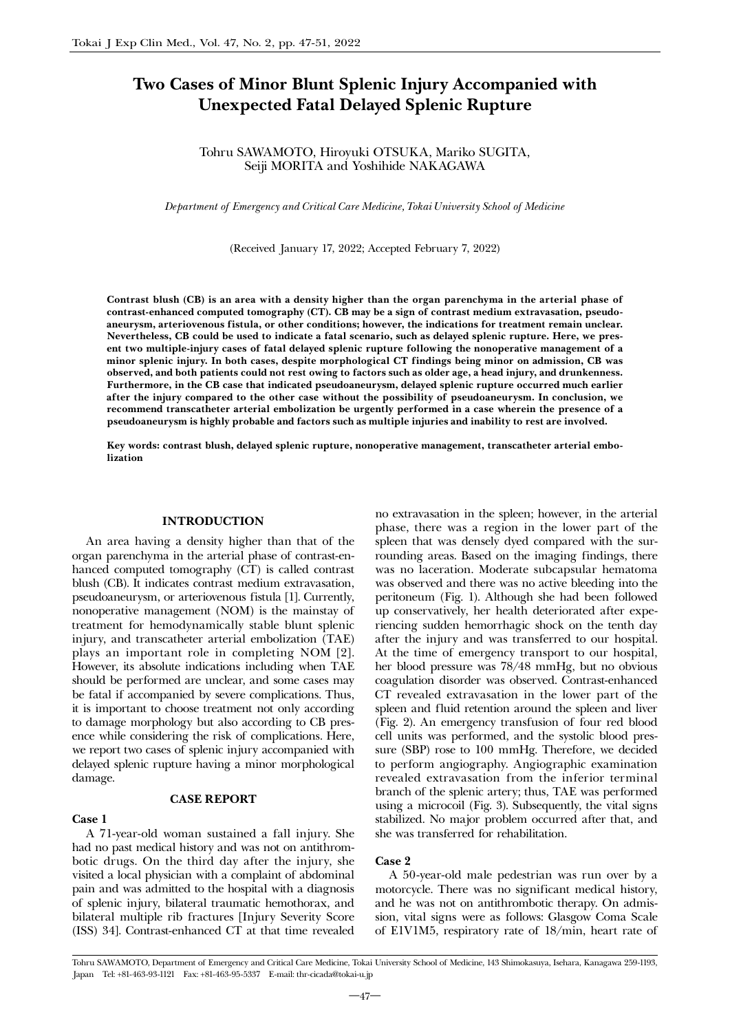# Two Cases of Minor Blunt Splenic Injury Accompanied with Unexpected Fatal Delayed Splenic Rupture

Tohru SAWAMOTO, Hiroyuki OTSUKA, Mariko SUGITA, Seiji MORITA and Yoshihide NAKAGAWA

*Department of Emergency and Critical Care Medicine, Tokai University School of Medicine*

(Received January 17, 2022; Accepted February 7, 2022)

**Contrast blush (CB) is an area with a density higher than the organ parenchyma in the arterial phase of contrast-enhanced computed tomography (CT). CB may be a sign of contrast medium extravasation, pseudoaneurysm, arteriovenous fistula, or other conditions; however, the indications for treatment remain unclear. Nevertheless, CB could be used to indicate a fatal scenario, such as delayed splenic rupture. Here, we present two multiple-injury cases of fatal delayed splenic rupture following the nonoperative management of a minor splenic injury. In both cases, despite morphological CT findings being minor on admission, CB was observed, and both patients could not rest owing to factors such as older age, a head injury, and drunkenness. Furthermore, in the CB case that indicated pseudoaneurysm, delayed splenic rupture occurred much earlier after the injury compared to the other case without the possibility of pseudoaneurysm. In conclusion, we recommend transcatheter arterial embolization be urgently performed in a case wherein the presence of a pseudoaneurysm is highly probable and factors such as multiple injuries and inability to rest are involved.**

**Key words: contrast blush, delayed splenic rupture, nonoperative management, transcatheter arterial embolization**

## INTRODUCTION

An area having a density higher than that of the organ parenchyma in the arterial phase of contrast-enhanced computed tomography (CT) is called contrast blush (CB). It indicates contrast medium extravasation, pseudoaneurysm, or arteriovenous fistula [1]. Currently, nonoperative management (NOM) is the mainstay of treatment for hemodynamically stable blunt splenic injury, and transcatheter arterial embolization (TAE) plays an important role in completing NOM [2]. However, its absolute indications including when TAE should be performed are unclear, and some cases may be fatal if accompanied by severe complications. Thus, it is important to choose treatment not only according to damage morphology but also according to CB presence while considering the risk of complications. Here, we report two cases of splenic injury accompanied with delayed splenic rupture having a minor morphological damage.

## CASE REPORT

### Case 1

A 71-year-old woman sustained a fall injury. She had no past medical history and was not on antithrombotic drugs. On the third day after the injury, she visited a local physician with a complaint of abdominal pain and was admitted to the hospital with a diagnosis of splenic injury, bilateral traumatic hemothorax, and bilateral multiple rib fractures [Injury Severity Score (ISS) 34]. Contrast-enhanced CT at that time revealed no extravasation in the spleen; however, in the arterial phase, there was a region in the lower part of the spleen that was densely dyed compared with the surrounding areas. Based on the imaging findings, there was no laceration. Moderate subcapsular hematoma was observed and there was no active bleeding into the peritoneum (Fig. 1). Although she had been followed up conservatively, her health deteriorated after experiencing sudden hemorrhagic shock on the tenth day after the injury and was transferred to our hospital. At the time of emergency transport to our hospital, her blood pressure was 78/48 mmHg, but no obvious coagulation disorder was observed. Contrast-enhanced CT revealed extravasation in the lower part of the spleen and fluid retention around the spleen and liver (Fig. 2). An emergency transfusion of four red blood cell units was performed, and the systolic blood pressure (SBP) rose to 100 mmHg. Therefore, we decided to perform angiography. Angiographic examination revealed extravasation from the inferior terminal branch of the splenic artery; thus, TAE was performed using a microcoil (Fig. 3). Subsequently, the vital signs stabilized. No major problem occurred after that, and she was transferred for rehabilitation.

### Case 2

A 50-year-old male pedestrian was run over by a motorcycle. There was no significant medical history, and he was not on antithrombotic therapy. On admission, vital signs were as follows: Glasgow Coma Scale of E1V1M5, respiratory rate of 18/min, heart rate of

Tohru SAWAMOTO, Department of Emergency and Critical Care Medicine, Tokai University School of Medicine, 143 Shimokasuya, Isehara, Kanagawa 259-1193, Japan Tel: +81-463-93-1121 Fax: +81-463-95-5337 E-mail: thr-cicada@tokai-u.jp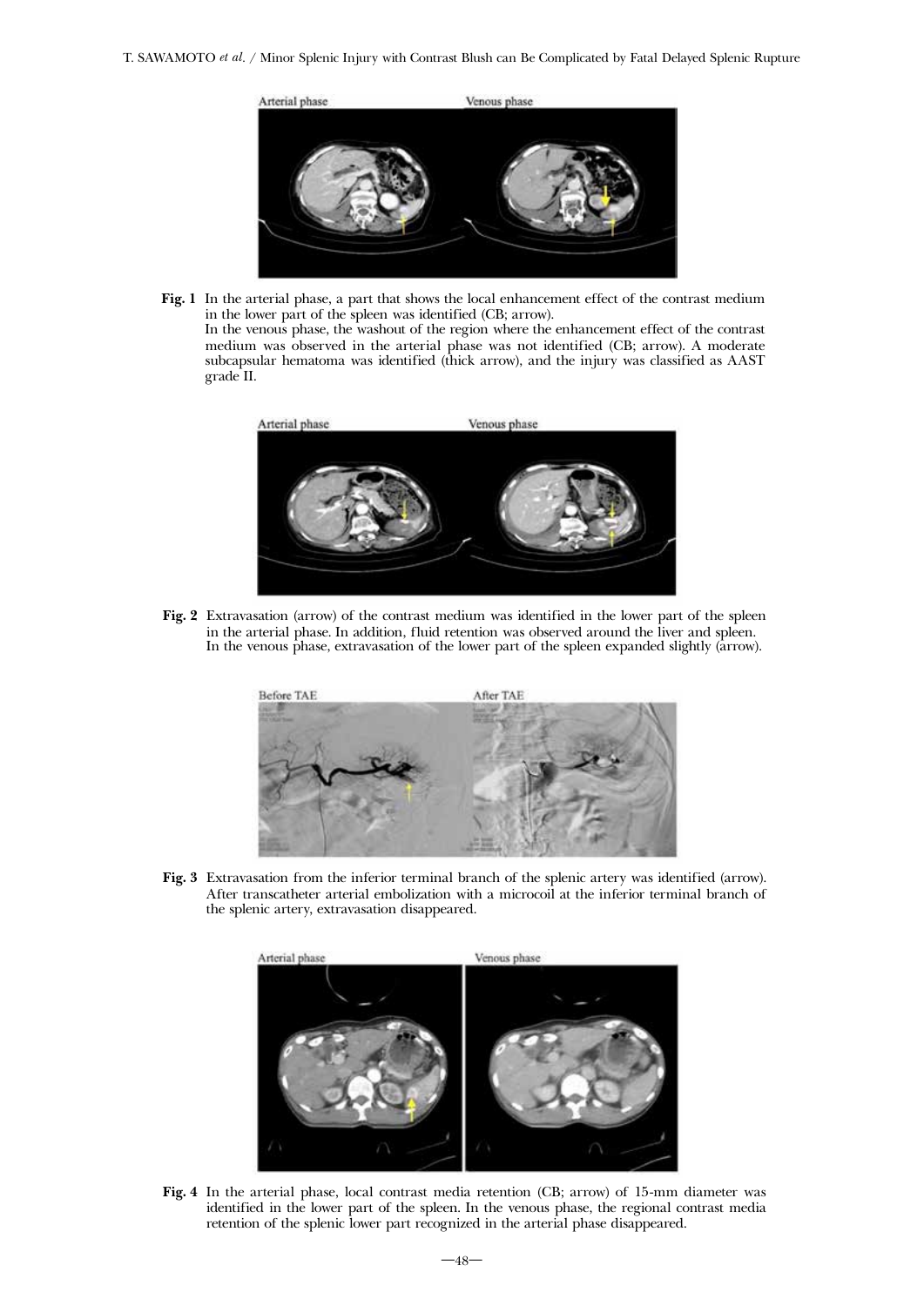**Fig. 1** In the arterial phase, a part that shows the local enhancement effect of the contrast medium in the lower part of the spleen was identified (CB; arrow).
In the venous phase, the washout of the region where the enhancement effect of the contrast medium was observed in the arterial phase was not identified (CB; arrow). A moderate subcapsular hematoma was identified (thick arrow), and the injury was classified as AAST grade II.

**Fig. 2** Extravasation (arrow) of the contrast medium was identified in the lower part of the spleen in the arterial phase. In addition, fluid retention was observed around the liver and spleen. In the venous phase, extravasation of the lower part of the spleen expanded slightly (arrow).

**Fig. 3** Extravasation from the inferior terminal branch of the splenic artery was identified (arrow). After transcatheter arterial embolization with a microcoil at the inferior terminal branch of the splenic artery, extravasation disappeared.

**Fig. 4** In the arterial phase, local contrast media retention (CB; arrow) of 15-mm diameter was identified in the lower part of the spleen. In the venous phase, the regional contrast media retention of the splenic lower part recognized in the arterial phase disappeared.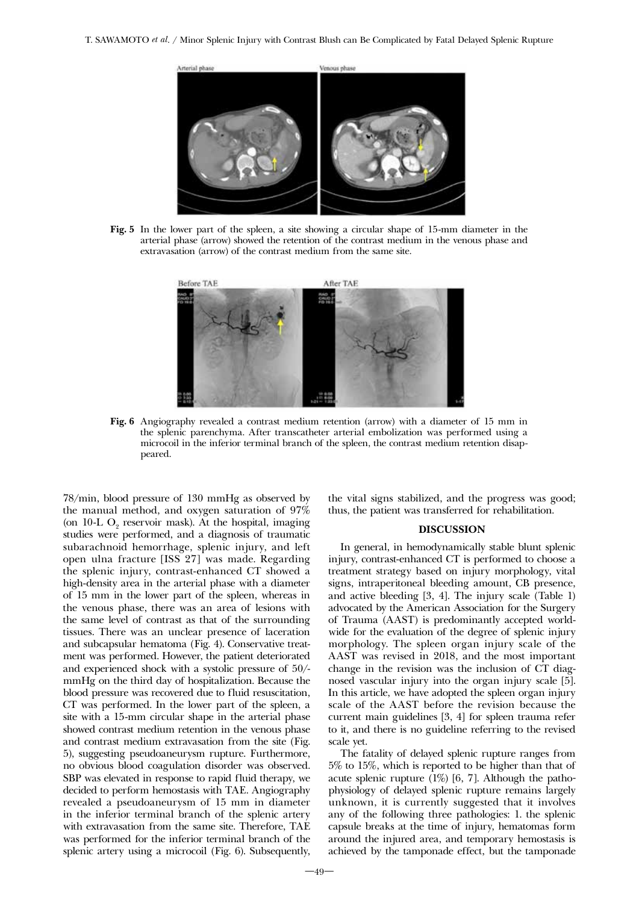**Fig. 5** In the lower part of the spleen, a site showing a circular shape of 15-mm diameter in the arterial phase (arrow) showed the retention of the contrast medium in the venous phase and extravasation (arrow) of the contrast medium from the same site.

**Fig. 6** Angiography revealed a contrast medium retention (arrow) with a diameter of 15 mm in the splenic parenchyma. After transcatheter arterial embolization was performed using a microcoil in the inferior terminal branch of the spleen, the contrast medium retention disappeared.

78/min, blood pressure of 130 mmHg as observed by the manual method, and oxygen saturation of 97% (on 10-L $O_2$ reservoir mask). At the hospital, imaging studies were performed, and a diagnosis of traumatic subarachnoid hemorrhage, splenic injury, and left open ulna fracture [ISS 27] was made. Regarding the splenic injury, contrast-enhanced CT showed a high-density area in the arterial phase with a diameter of 15 mm in the lower part of the spleen, whereas in the venous phase, there was an area of lesions with the same level of contrast as that of the surrounding tissues. There was an unclear presence of laceration and subcapsular hematoma (Fig. 4). Conservative treatment was performed. However, the patient deteriorated and experienced shock with a systolic pressure of 50/-mmHg on the third day of hospitalization. Because the blood pressure was recovered due to fluid resuscitation, CT was performed. In the lower part of the spleen, a site with a 15-mm circular shape in the arterial phase showed contrast medium retention in the venous phase and contrast medium extravasation from the site (Fig. 5), suggesting pseudoaneurysm rupture. Furthermore, no obvious blood coagulation disorder was observed. SBP was elevated in response to rapid fluid therapy, we decided to perform hemostasis with TAE. Angiography revealed a pseudoaneurysm of 15 mm in diameter in the inferior terminal branch of the splenic artery with extravasation from the same site. Therefore, TAE was performed for the inferior terminal branch of the splenic artery using a microcoil (Fig. 6). Subsequently, the vital signs stabilized, and the progress was good; thus, the patient was transferred for rehabilitation.

## DISCUSSION

In general, in hemodynamically stable blunt splenic injury, contrast-enhanced CT is performed to choose a treatment strategy based on injury morphology, vital signs, intraperitoneal bleeding amount, CB presence, and active bleeding [3, 4]. The injury scale (Table 1) advocated by the American Association for the Surgery of Trauma (AAST) is predominantly accepted worldwide for the evaluation of the degree of splenic injury morphology. The spleen organ injury scale of the AAST was revised in 2018, and the most important change in the revision was the inclusion of CT diagnosed vascular injury into the organ injury scale [5]. In this article, we have adopted the spleen organ injury scale of the AAST before the revision because the current main guidelines [3, 4] for spleen trauma refer to it, and there is no guideline referring to the revised scale yet.

The fatality of delayed splenic rupture ranges from 5% to 15%, which is reported to be higher than that of acute splenic rupture (1%) [6, 7]. Although the pathophysiology of delayed splenic rupture remains largely unknown, it is currently suggested that it involves any of the following three pathologies: 1. the splenic capsule breaks at the time of injury, hematomas form around the injured area, and temporary hemostasis is achieved by the tamponade effect, but the tamponade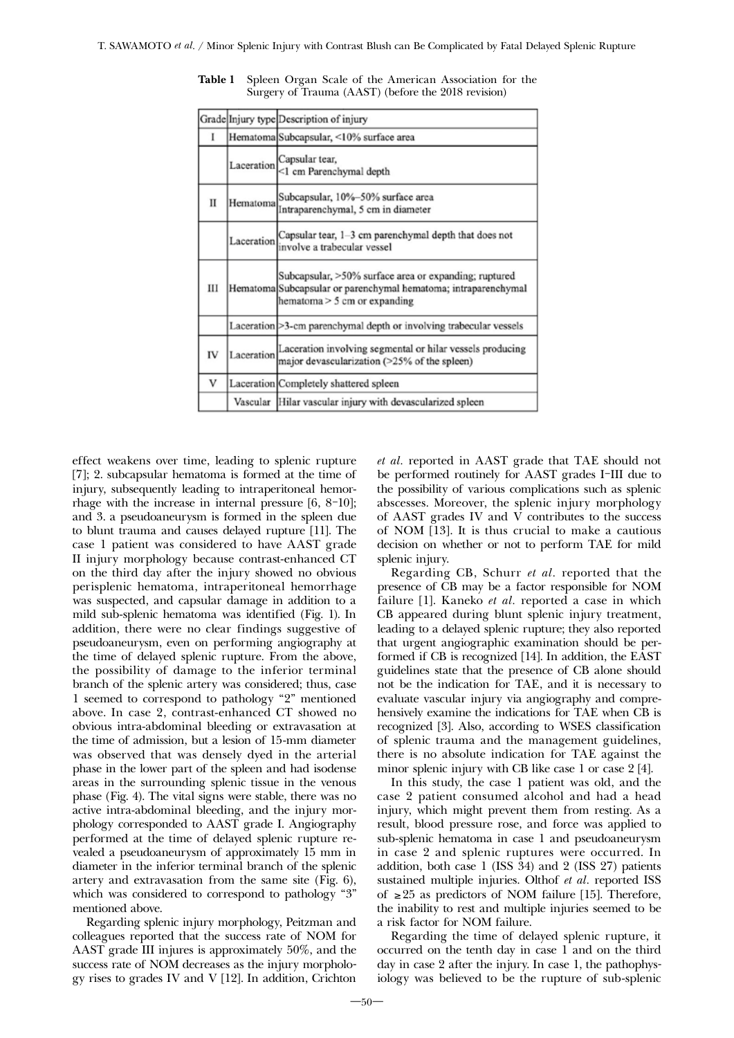**Table 1** Spleen Organ Scale of the American Association for the Surgery of Trauma (AAST) (before the 2018 revision)

| Grade | Injury type | Description of injury |
|---|---|---|
| I | Hematoma | Subcapsular, <10% surface area |
| | Laceration | Capsular tear, <1 cm Parenchymal depth |
| II | Hematoma | Subcapsular, 10%–50% surface area Intraparenchymal, 5 cm in diameter |
| | Laceration | Capsular tear, 1–3 cm parenchymal depth that does not involve a trabecular vessel |
| III | Hematoma | Subcapsular, >50% surface area or expanding; ruptured Subcapsular or parenchymal hematoma; intraparenchymal hematoma > 5 cm or expanding |
| | Laceration | >3-cm parenchymal depth or involving trabecular vessels |
| IV | Laceration | Laceration involving segmental or hilar vessels producing major devascularization (>25% of the spleen) |
| V | Laceration | Completely shattered spleen |
| | Vascular | Hilar vascular injury with devascularized spleen |

effect weakens over time, leading to splenic rupture [7]; 2. subcapsular hematoma is formed at the time of injury, subsequently leading to intraperitoneal hemorrhage with the increase in internal pressure [6, 8–10]; and 3. a pseudoaneurysm is formed in the spleen due to blunt trauma and causes delayed rupture [11]. The case 1 patient was considered to have AAST grade II injury morphology because contrast-enhanced CT on the third day after the injury showed no obvious perisplenic hematoma, intraperitoneal hemorrhage was suspected, and capsular damage in addition to a mild sub-splenic hematoma was identified (Fig. 1). In addition, there were no clear findings suggestive of pseudoaneurysm, even on performing angiography at the time of delayed splenic rupture. From the above, the possibility of damage to the inferior terminal branch of the splenic artery was considered; thus, case 1 seemed to correspond to pathology "2" mentioned above. In case 2, contrast-enhanced CT showed no obvious intra-abdominal bleeding or extravasation at the time of admission, but a lesion of 15-mm diameter was observed that was densely dyed in the arterial phase in the lower part of the spleen and had isodense areas in the surrounding splenic tissue in the venous phase (Fig. 4). The vital signs were stable, there was no active intra-abdominal bleeding, and the injury morphology corresponded to AAST grade I. Angiography performed at the time of delayed splenic rupture revealed a pseudoaneurysm of approximately 15 mm in diameter in the inferior terminal branch of the splenic artery and extravasation from the same site (Fig. 6), which was considered to correspond to pathology "3" mentioned above.

Regarding splenic injury morphology, Peitzman and colleagues reported that the success rate of NOM for AAST grade III injures is approximately 50%, and the success rate of NOM decreases as the injury morphology rises to grades IV and V [12]. In addition, Crichton *et al.* reported in AAST grade that TAE should not be performed routinely for AAST grades I–III due to the possibility of various complications such as splenic abscesses. Moreover, the splenic injury morphology of AAST grades IV and V contributes to the success of NOM [13]. It is thus crucial to make a cautious decision on whether or not to perform TAE for mild splenic injury.

Regarding CB, Schurr *et al.* reported that the presence of CB may be a factor responsible for NOM failure [1]. Kaneko *et al.* reported a case in which CB appeared during blunt splenic injury treatment, leading to a delayed splenic rupture; they also reported that urgent angiographic examination should be performed if CB is recognized [14]. In addition, the EAST guidelines state that the presence of CB alone should not be the indication for TAE, and it is necessary to evaluate vascular injury via angiography and comprehensively examine the indications for TAE when CB is recognized [3]. Also, according to WSES classification of splenic trauma and the management guidelines, there is no absolute indication for TAE against the minor splenic injury with CB like case 1 or case 2 [4].

In this study, the case 1 patient was old, and the case 2 patient consumed alcohol and had a head injury, which might prevent them from resting. As a result, blood pressure rose, and force was applied to sub-splenic hematoma in case 1 and pseudoaneurysm in case 2 and splenic ruptures were occurred. In addition, both case 1 (ISS 34) and 2 (ISS 27) patients sustained multiple injuries. Olthof *et al.* reported ISS of ≥25 as predictors of NOM failure [15]. Therefore, the inability to rest and multiple injuries seemed to be a risk factor for NOM failure.

Regarding the time of delayed splenic rupture, it occurred on the tenth day in case 1 and on the third day in case 2 after the injury. In case 1, the pathophysiology was believed to be the rupture of sub-splenic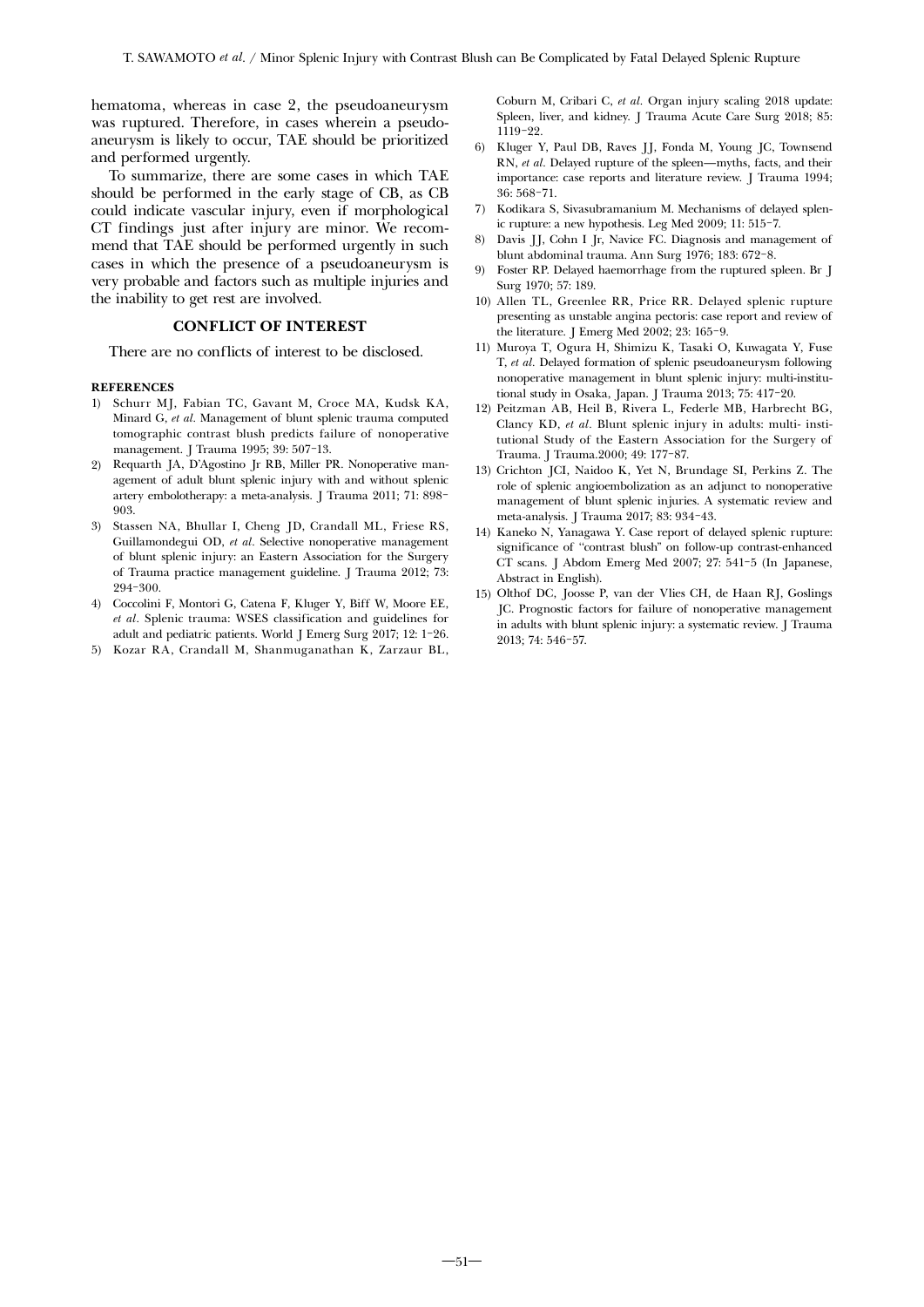hematoma, whereas in case 2, the pseudoaneurysm was ruptured. Therefore, in cases wherein a pseudoaneurysm is likely to occur, TAE should be prioritized and performed urgently.

To summarize, there are some cases in which TAE should be performed in the early stage of CB, as CB could indicate vascular injury, even if morphological CT findings just after injury are minor. We recommend that TAE should be performed urgently in such cases in which the presence of a pseudoaneurysm is very probable and factors such as multiple injuries and the inability to get rest are involved.

## CONFLICT OF INTEREST

There are no conflicts of interest to be disclosed.

### REFERENCES

1) Schurr MJ, Fabian TC, Gavant M, Croce MA, Kudsk KA, Minard G, *et al*. Management of blunt splenic trauma computed tomographic contrast blush predicts failure of nonoperative management. J Trauma 1995; 39: 507–13.
2) Requarth JA, D'Agostino Jr RB, Miller PR. Nonoperative management of adult blunt splenic injury with and without splenic artery embolotherapy: a meta-analysis. J Trauma 2011; 71: 898–903.
3) Stassen NA, Bhullar I, Cheng JD, Crandall ML, Friese RS, Guillamondegui OD, *et al*. Selective nonoperative management of blunt splenic injury: an Eastern Association for the Surgery of Trauma practice management guideline. J Trauma 2012; 73: 294–300.
4) Coccolini F, Montori G, Catena F, Kluger Y, Biff W, Moore EE, *et al*. Splenic trauma: WSES classification and guidelines for adult and pediatric patients. World J Emerg Surg 2017; 12: 1–26.
5) Kozar RA, Crandall M, Shanmuganathan K, Zarzaur BL, Coburn M, Cribari C, *et al*. Organ injury scaling 2018 update: Spleen, liver, and kidney. J Trauma Acute Care Surg 2018; 85: 1119–22.
6) Kluger Y, Paul DB, Raves JJ, Fonda M, Young JC, Townsend RN, *et al*. Delayed rupture of the spleen—myths, facts, and their importance: case reports and literature review. J Trauma 1994; 36: 568–71.
7) Kodikara S, Sivasubramanium M. Mechanisms of delayed splenic rupture: a new hypothesis. Leg Med 2009; 11: 515–7.
8) Davis JJ, Cohn I Jr, Navice FC. Diagnosis and management of blunt abdominal trauma. Ann Surg 1976; 183: 672–8.
9) Foster RP. Delayed haemorrhage from the ruptured spleen. Br J Surg 1970; 57: 189.
10) Allen TL, Greenlee RR, Price RR. Delayed splenic rupture presenting as unstable angina pectoris: case report and review of the literature. J Emerg Med 2002; 23: 165–9.
11) Muroya T, Ogura H, Shimizu K, Tasaki O, Kuwagata Y, Fuse T, *et al*. Delayed formation of splenic pseudoaneurysm following nonoperative management in blunt splenic injury: multi-institutional study in Osaka, Japan. J Trauma 2013; 75: 417–20.
12) Peitzman AB, Heil B, Rivera L, Federle MB, Harbrecht BG, Clancy KD, *et al*. Blunt splenic injury in adults: multi- institutional Study of the Eastern Association for the Surgery of Trauma. J Trauma.2000; 49: 177–87.
13) Crichton JCI, Naidoo K, Yet N, Brundage SI, Perkins Z. The role of splenic angioembolization as an adjunct to nonoperative management of blunt splenic injuries. A systematic review and meta-analysis. J Trauma 2017; 83: 934–43.
14) Kaneko N, Yanagawa Y. Case report of delayed splenic rupture: significance of "contrast blush" on follow-up contrast-enhanced CT scans. J Abdom Emerg Med 2007; 27: 541–5 (In Japanese, Abstract in English).
15) Olthof DC, Joosse P, van der Vlies CH, de Haan RJ, Goslings JC. Prognostic factors for failure of nonoperative management in adults with blunt splenic injury: a systematic review. J Trauma 2013; 74: 546–57.